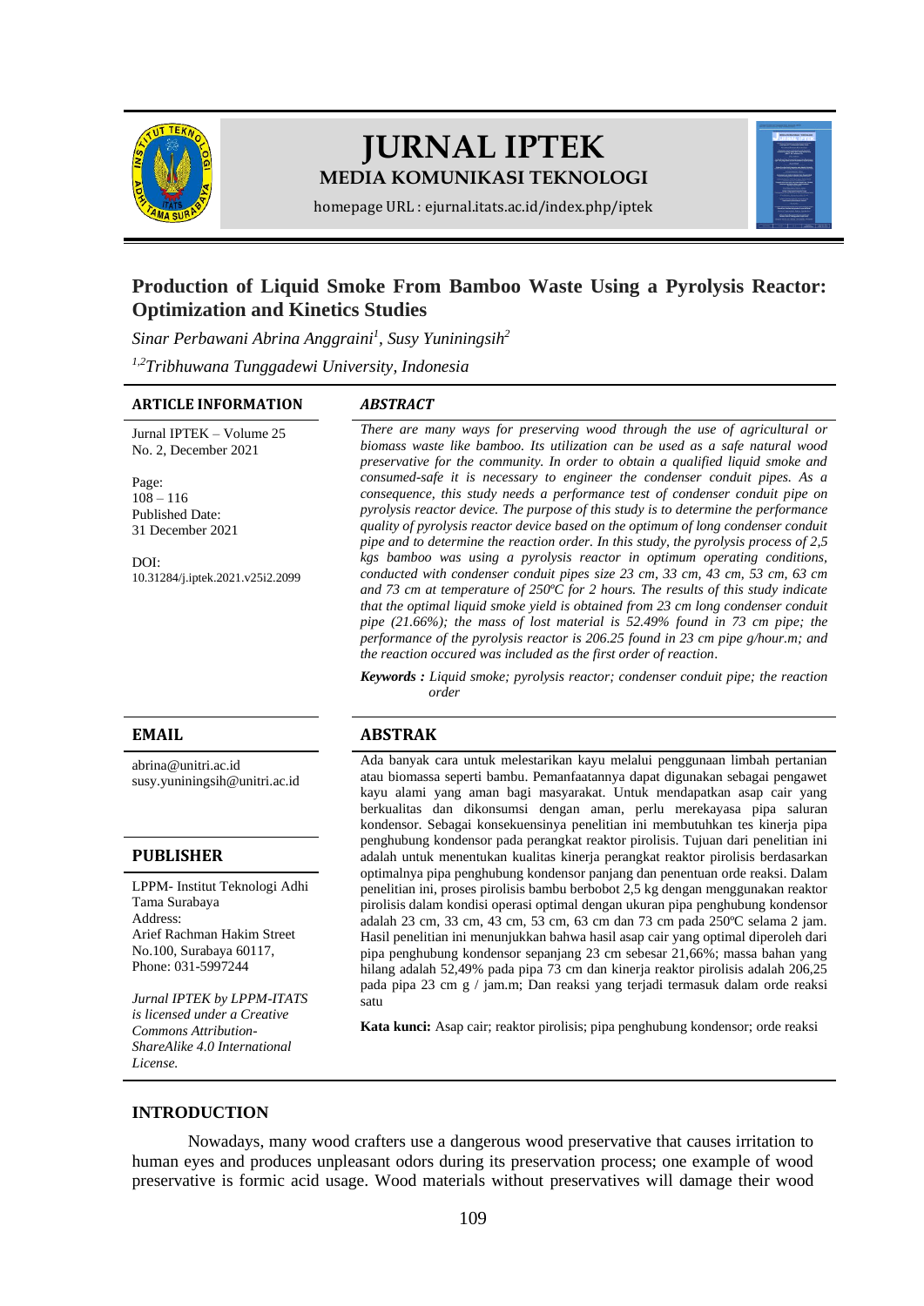# JURNAL IPTEK

**MEDIA KOMUNIKASI TEKNOLOGI**

homepage URL : ejurnal.itats.ac.id/index.php/iptek

## Production of Liquid Smoke From Bamboo Waste Using a Pyrolysis Reactor: Optimization and Kinetics Studies

*Sinar Perbawani Abrina Anggraini[1], Susy Yuniningsih[2]*

*[1,2]Tribhuwana Tunggadewi University, Indonesia*

### ARTICLE INFORMATION

Jurnal IPTEK – Volume 25 No. 2, December 2021

Page: 108 – 116

Published Date: 31 December 2021

DOI: 10.31284/j.iptek.2021.v25i2.2099

### *ABSTRACT*

*There are many ways for preserving wood through the use of agricultural or biomass waste like bamboo. Its utilization can be used as a safe natural wood preservative for the community. In order to obtain a qualified liquid smoke and consumed-safe it is necessary to engineer the condenser conduit pipes. As a consequence, this study needs a performance test of condenser conduit pipe on pyrolysis reactor device. The purpose of this study is to determine the performance quality of pyrolysis reactor device based on the optimum of long condenser conduit pipe and to determine the reaction order. In this study, the pyrolysis process of 2,5 kgs bamboo was using a pyrolysis reactor in optimum operating conditions, conducted with condenser conduit pipes size 23 cm, 33 cm, 43 cm, 53 cm, 63 cm and 73 cm at temperature of 250ºC for 2 hours. The results of this study indicate that the optimal liquid smoke yield is obtained from 23 cm long condenser conduit pipe (21.66%); the mass of lost material is 52.49% found in 73 cm pipe; the performance of the pyrolysis reactor is 206.25 found in 23 cm pipe g/hour.m; and the reaction occured was included as the first order of reaction.*

***Keywords :*** *Liquid smoke; pyrolysis reactor; condenser conduit pipe; the reaction order*

### EMAIL

abrina@unitri.ac.id
susy.yuniningsih@unitri.ac.id

### ABSTRAK

Ada banyak cara untuk melestarikan kayu melalui penggunaan limbah pertanian atau biomassa seperti bambu. Pemanfaatannya dapat digunakan sebagai pengawet kayu alami yang aman bagi masyarakat. Untuk mendapatkan asap cair yang berkualitas dan dikonsumsi dengan aman, perlu merekayasa pipa saluran kondensor. Sebagai konsekuensinya penelitian ini membutuhkan tes kinerja pipa penghubung kondensor pada perangkat reaktor pirolisis. Tujuan dari penelitian ini adalah untuk menentukan kualitas kinerja perangkat reaktor pirolisis berdasarkan optimalnya pipa penghubung kondensor panjang dan penentuan orde reaksi. Dalam penelitian ini, proses pirolisis bambu berbobot 2,5 kg dengan menggunakan reaktor pirolisis dalam kondisi operasi optimal dengan ukuran pipa penghubung kondensor adalah 23 cm, 33 cm, 43 cm, 53 cm, 63 cm dan 73 cm pada 250ºC selama 2 jam. Hasil penelitian ini menunjukkan bahwa hasil asap cair yang optimal diperoleh dari pipa penghubung kondensor sepanjang 23 cm sebesar 21,66%; massa bahan yang hilang adalah 52,49% pada pipa 73 cm dan kinerja reaktor pirolisis adalah 206,25 pada pipa 23 cm g / jam.m; Dan reaksi yang terjadi termasuk dalam orde reaksi satu

**Kata kunci:** Asap cair; reaktor pirolisis; pipa penghubung kondensor; orde reaksi

### PUBLISHER

LPPM- Institut Teknologi Adhi Tama Surabaya
Address:
Arief Rachman Hakim Street No.100, Surabaya 60117,
Phone: 031-5997244

*Jurnal IPTEK by LPPM-ITATS is licensed under a Creative Commons Attribution-ShareAlike 4.0 International License.*

## INTRODUCTION

Nowadays, many wood crafters use a dangerous wood preservative that causes irritation to human eyes and produces unpleasant odors during its preservation process; one example of wood preservative is formic acid usage. Wood materials without preservatives will damage their wood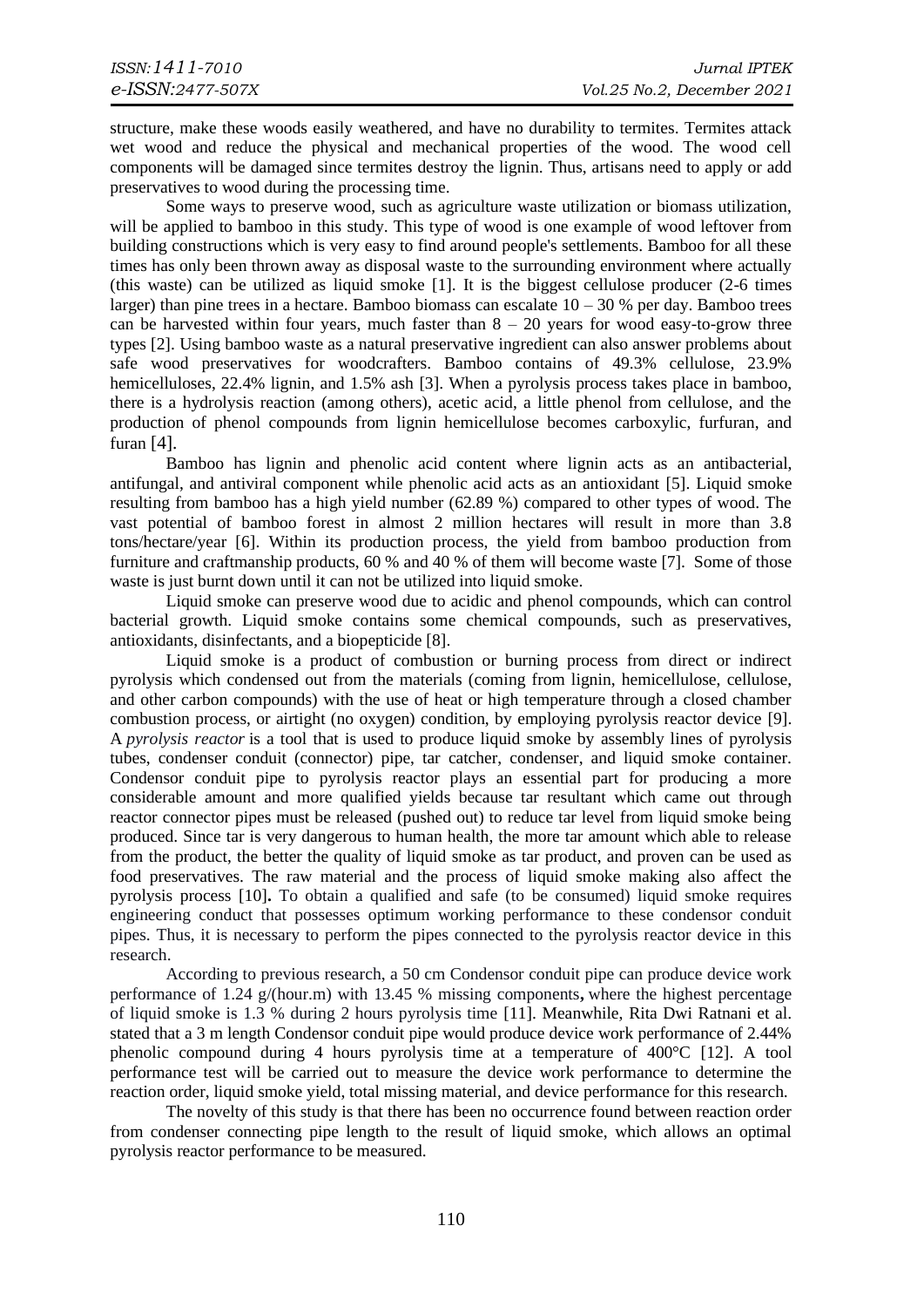structure, make these woods easily weathered, and have no durability to termites. Termites attack wet wood and reduce the physical and mechanical properties of the wood. The wood cell components will be damaged since termites destroy the lignin. Thus, artisans need to apply or add preservatives to wood during the processing time.

Some ways to preserve wood, such as agriculture waste utilization or biomass utilization, will be applied to bamboo in this study. This type of wood is one example of wood leftover from building constructions which is very easy to find around people's settlements. Bamboo for all these times has only been thrown away as disposal waste to the surrounding environment where actually (this waste) can be utilized as liquid smoke [1]. It is the biggest cellulose producer (2-6 times larger) than pine trees in a hectare. Bamboo biomass can escalate 10 – 30 % per day. Bamboo trees can be harvested within four years, much faster than 8 – 20 years for wood easy-to-grow three types [2]. Using bamboo waste as a natural preservative ingredient can also answer problems about safe wood preservatives for woodcrafters. Bamboo contains of 49.3% cellulose, 23.9% hemicelluloses, 22.4% lignin, and 1.5% ash [3]. When a pyrolysis process takes place in bamboo, there is a hydrolysis reaction (among others), acetic acid, a little phenol from cellulose, and the production of phenol compounds from lignin hemicellulose becomes carboxylic, furfuran, and furan [4].

Bamboo has lignin and phenolic acid content where lignin acts as an antibacterial, antifungal, and antiviral component while phenolic acid acts as an antioxidant [5]. Liquid smoke resulting from bamboo has a high yield number (62.89 %) compared to other types of wood. The vast potential of bamboo forest in almost 2 million hectares will result in more than 3.8 tons/hectare/year [6]. Within its production process, the yield from bamboo production from furniture and craftmanship products, 60 % and 40 % of them will become waste [7]. Some of those waste is just burnt down until it can not be utilized into liquid smoke.

Liquid smoke can preserve wood due to acidic and phenol compounds, which can control bacterial growth. Liquid smoke contains some chemical compounds, such as preservatives, antioxidants, disinfectants, and a biopepticide [8].

Liquid smoke is a product of combustion or burning process from direct or indirect pyrolysis which condensed out from the materials (coming from lignin, hemicellulose, cellulose, and other carbon compounds) with the use of heat or high temperature through a closed chamber combustion process, or airtight (no oxygen) condition, by employing pyrolysis reactor device [9]. A *pyrolysis reactor* is a tool that is used to produce liquid smoke by assembly lines of pyrolysis tubes, condenser conduit (connector) pipe, tar catcher, condenser, and liquid smoke container. Condensor conduit pipe to pyrolysis reactor plays an essential part for producing a more considerable amount and more qualified yields because tar resultant which came out through reactor connector pipes must be released (pushed out) to reduce tar level from liquid smoke being produced. Since tar is very dangerous to human health, the more tar amount which able to release from the product, the better the quality of liquid smoke as tar product, and proven can be used as food preservatives. The raw material and the process of liquid smoke making also affect the pyrolysis process [10]**.** To obtain a qualified and safe (to be consumed) liquid smoke requires engineering conduct that possesses optimum working performance to these condensor conduit pipes. Thus, it is necessary to perform the pipes connected to the pyrolysis reactor device in this research.

According to previous research, a 50 cm Condensor conduit pipe can produce device work performance of 1.24 g/(hour.m) with 13.45 % missing components**,** where the highest percentage of liquid smoke is 1.3 % during 2 hours pyrolysis time [11]. Meanwhile, Rita Dwi Ratnani et al. stated that a 3 m length Condensor conduit pipe would produce device work performance of 2.44% phenolic compound during 4 hours pyrolysis time at a temperature of 400°C [12]. A tool performance test will be carried out to measure the device work performance to determine the reaction order, liquid smoke yield, total missing material, and device performance for this research.

The novelty of this study is that there has been no occurrence found between reaction order from condenser connecting pipe length to the result of liquid smoke, which allows an optimal pyrolysis reactor performance to be measured.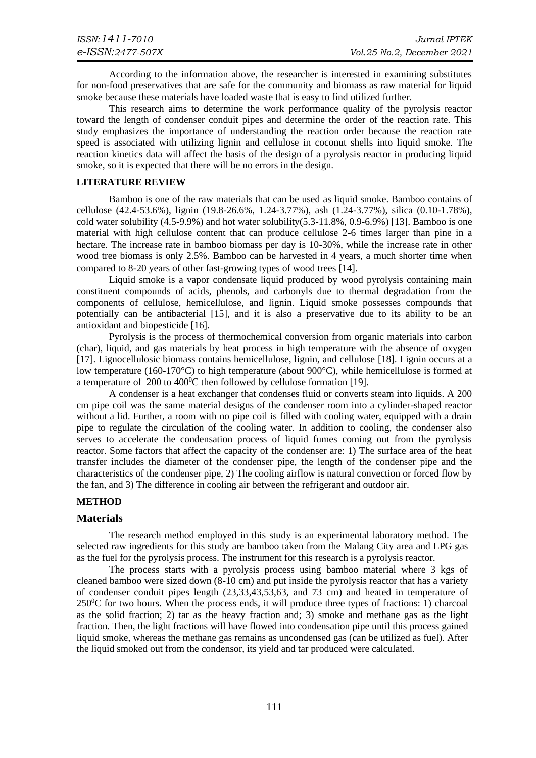According to the information above, the researcher is interested in examining substitutes for non-food preservatives that are safe for the community and biomass as raw material for liquid smoke because these materials have loaded waste that is easy to find utilized further.

This research aims to determine the work performance quality of the pyrolysis reactor toward the length of condenser conduit pipes and determine the order of the reaction rate. This study emphasizes the importance of understanding the reaction order because the reaction rate speed is associated with utilizing lignin and cellulose in coconut shells into liquid smoke. The reaction kinetics data will affect the basis of the design of a pyrolysis reactor in producing liquid smoke, so it is expected that there will be no errors in the design.

## LITERATURE REVIEW

Bamboo is one of the raw materials that can be used as liquid smoke. Bamboo contains of cellulose (42.4-53.6%), lignin (19.8-26.6%, 1.24-3.77%), ash (1.24-3.77%), silica (0.10-1.78%), cold water solubility (4.5-9.9%) and hot water solubility(5.3-11.8%, 0.9-6.9%) [13]. Bamboo is one material with high cellulose content that can produce cellulose 2-6 times larger than pine in a hectare. The increase rate in bamboo biomass per day is 10-30%, while the increase rate in other wood tree biomass is only 2.5%. Bamboo can be harvested in 4 years, a much shorter time when compared to 8-20 years of other fast-growing types of wood trees [14].

Liquid smoke is a vapor condensate liquid produced by wood pyrolysis containing main constituent compounds of acids, phenols, and carbonyls due to thermal degradation from the components of cellulose, hemicellulose, and lignin. Liquid smoke possesses compounds that potentially can be antibacterial [15], and it is also a preservative due to its ability to be an antioxidant and biopesticide [16].

Pyrolysis is the process of thermochemical conversion from organic materials into carbon (char), liquid, and gas materials by heat process in high temperature with the absence of oxygen [17]. Lignocellulosic biomass contains hemicellulose, lignin, and cellulose [18]. Lignin occurs at a low temperature (160-170°C) to high temperature (about 900°C), while hemicellulose is formed at a temperature of 200 to 400$^0$C then followed by cellulose formation [19].

A condenser is a heat exchanger that condenses fluid or converts steam into liquids. A 200 cm pipe coil was the same material designs of the condenser room into a cylinder-shaped reactor without a lid. Further, a room with no pipe coil is filled with cooling water, equipped with a drain pipe to regulate the circulation of the cooling water. In addition to cooling, the condenser also serves to accelerate the condensation process of liquid fumes coming out from the pyrolysis reactor. Some factors that affect the capacity of the condenser are: 1) The surface area of the heat transfer includes the diameter of the condenser pipe, the length of the condenser pipe and the characteristics of the condenser pipe, 2) The cooling airflow is natural convection or forced flow by the fan, and 3) The difference in cooling air between the refrigerant and outdoor air.

## METHOD

### Materials

The research method employed in this study is an experimental laboratory method. The selected raw ingredients for this study are bamboo taken from the Malang City area and LPG gas as the fuel for the pyrolysis process. The instrument for this research is a pyrolysis reactor.

The process starts with a pyrolysis process using bamboo material where 3 kgs of cleaned bamboo were sized down (8-10 cm) and put inside the pyrolysis reactor that has a variety of condenser conduit pipes length (23,33,43,53,63, and 73 cm) and heated in temperature of 250$^0$C for two hours. When the process ends, it will produce three types of fractions: 1) charcoal as the solid fraction; 2) tar as the heavy fraction and; 3) smoke and methane gas as the light fraction. Then, the light fractions will have flowed into condensation pipe until this process gained liquid smoke, whereas the methane gas remains as uncondensed gas (can be utilized as fuel). After the liquid smoked out from the condensor, its yield and tar produced were calculated.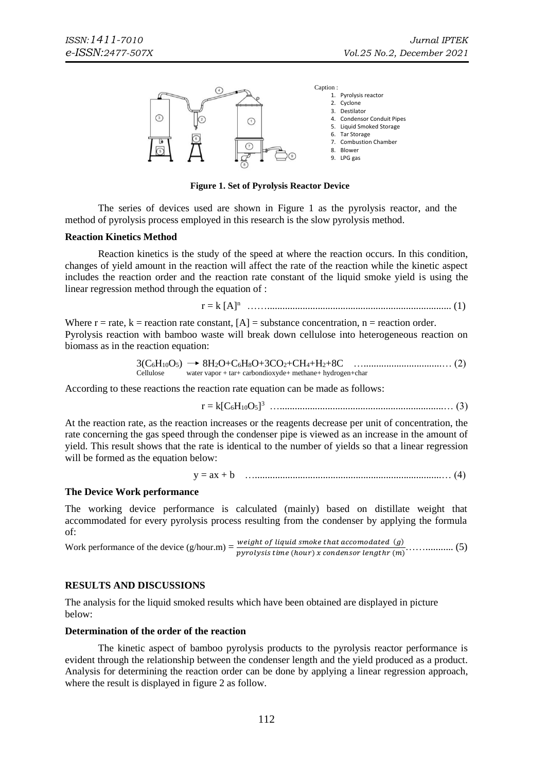Caption :

1. Pyrolysis reactor
2. Cyclone
3. Destilator
4. Condensor Conduit Pipes
5. Liquid Smoked Storage
6. Tar Storage
7. Combustion Chamber
8. Blower
9. LPG gas

**Figure 1. Set of Pyrolysis Reactor Device**

The series of devices used are shown in Figure 1 as the pyrolysis reactor, and the method of pyrolysis process employed in this research is the slow pyrolysis method.

**Reaction Kinetics Method**

Reaction kinetics is the study of the speed at where the reaction occurs. In this condition, changes of yield amount in the reaction will affect the rate of the reaction while the kinetic aspect includes the reaction order and the reaction rate constant of the liquid smoke yield is using the linear regression method through the equation of :

$$r = k\,[A]^n \quad \text{(1)}$$

Where r = rate, k = reaction rate constant, [A] = substance concentration, n = reaction order.
Pyrolysis reaction with bamboo waste will break down cellulose into heterogeneous reaction on biomass as in the reaction equation:

$$\underset{\text{Cellulose}}{3(C_6H_{10}O_5)} \rightarrow \underset{\text{water vapor + tar+ carbondioxyde+ methane+ hydrogen+char}}{8H_2O+C_6H_8O+3CO_2+CH_4+H_2+8C} \quad \text{(2)}$$

According to these reactions the reaction rate equation can be made as follows:

$$r = k[C_6H_{10}O_5]^3 \quad \text{(3)}$$

At the reaction rate, as the reaction increases or the reagents decrease per unit of concentration, the rate concerning the gas speed through the condenser pipe is viewed as an increase in the amount of yield. This result shows that the rate is identical to the number of yields so that a linear regression will be formed as the equation below:

$$y = ax + b \quad \text{(4)}$$

**The Device Work performance**

The working device performance is calculated (mainly) based on distillate weight that accommodated for every pyrolysis process resulting from the condenser by applying the formula of:

$$\text{Work performance of the device (g/hour.m)} = \frac{\text{weight of liquid smoke that accomodated (g)}}{\text{pyrolysis time (hour) x condensor lengthr (m)}} \quad \text{(5)}$$

## RESULTS AND DISCUSSIONS

The analysis for the liquid smoked results which have been obtained are displayed in picture below:

**Determination of the order of the reaction**

The kinetic aspect of bamboo pyrolysis products to the pyrolysis reactor performance is evident through the relationship between the condenser length and the yield produced as a product. Analysis for determining the reaction order can be done by applying a linear regression approach, where the result is displayed in figure 2 as follow.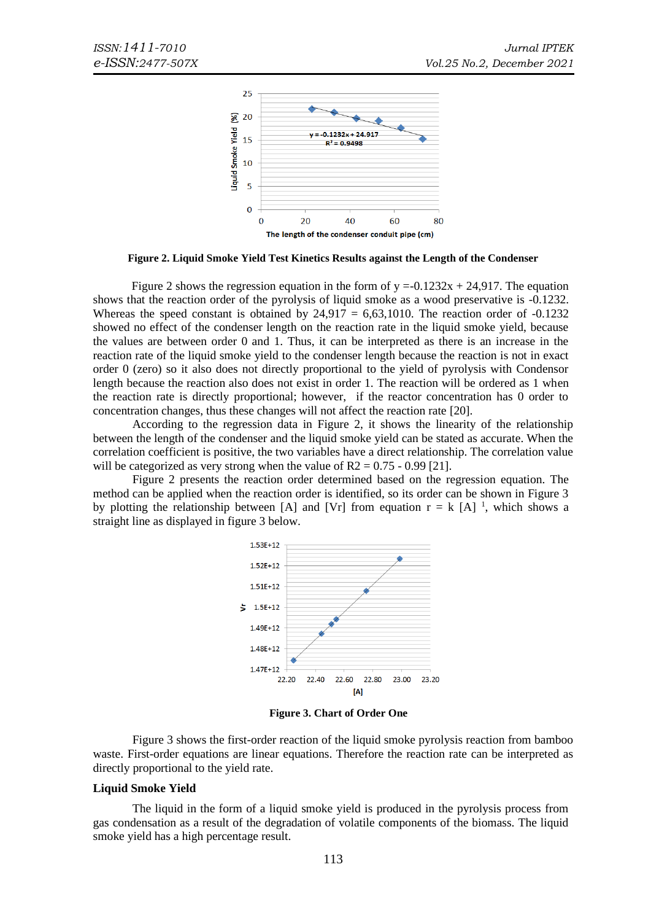Figure 2. Liquid Smoke Yield Test Kinetics Results against the Length of the Condenser

Figure 2 shows the regression equation in the form of y =-0.1232x + 24,917. The equation shows that the reaction order of the pyrolysis of liquid smoke as a wood preservative is -0.1232. Whereas the speed constant is obtained by 24,917 = 6,63,1010. The reaction order of -0.1232 showed no effect of the condenser length on the reaction rate in the liquid smoke yield, because the values are between order 0 and 1. Thus, it can be interpreted as there is an increase in the reaction rate of the liquid smoke yield to the condenser length because the reaction is not in exact order 0 (zero) so it also does not directly proportional to the yield of pyrolysis with Condensor length because the reaction also does not exist in order 1. The reaction will be ordered as 1 when the reaction rate is directly proportional; however, if the reactor concentration has 0 order to concentration changes, thus these changes will not affect the reaction rate [20].

According to the regression data in Figure 2, it shows the linearity of the relationship between the length of the condenser and the liquid smoke yield can be stated as accurate. When the correlation coefficient is positive, the two variables have a direct relationship. The correlation value will be categorized as very strong when the value of R2 = 0.75 - 0.99 [21].

Figure 2 presents the reaction order determined based on the regression equation. The method can be applied when the reaction order is identified, so its order can be shown in Figure 3 by plotting the relationship between [A] and [Vr] from equation $r = k [A]^{1}$, which shows a straight line as displayed in figure 3 below.

Figure 3. Chart of Order One

Figure 3 shows the first-order reaction of the liquid smoke pyrolysis reaction from bamboo waste. First-order equations are linear equations. Therefore the reaction rate can be interpreted as directly proportional to the yield rate.

## Liquid Smoke Yield

The liquid in the form of a liquid smoke yield is produced in the pyrolysis process from gas condensation as a result of the degradation of volatile components of the biomass. The liquid smoke yield has a high percentage result.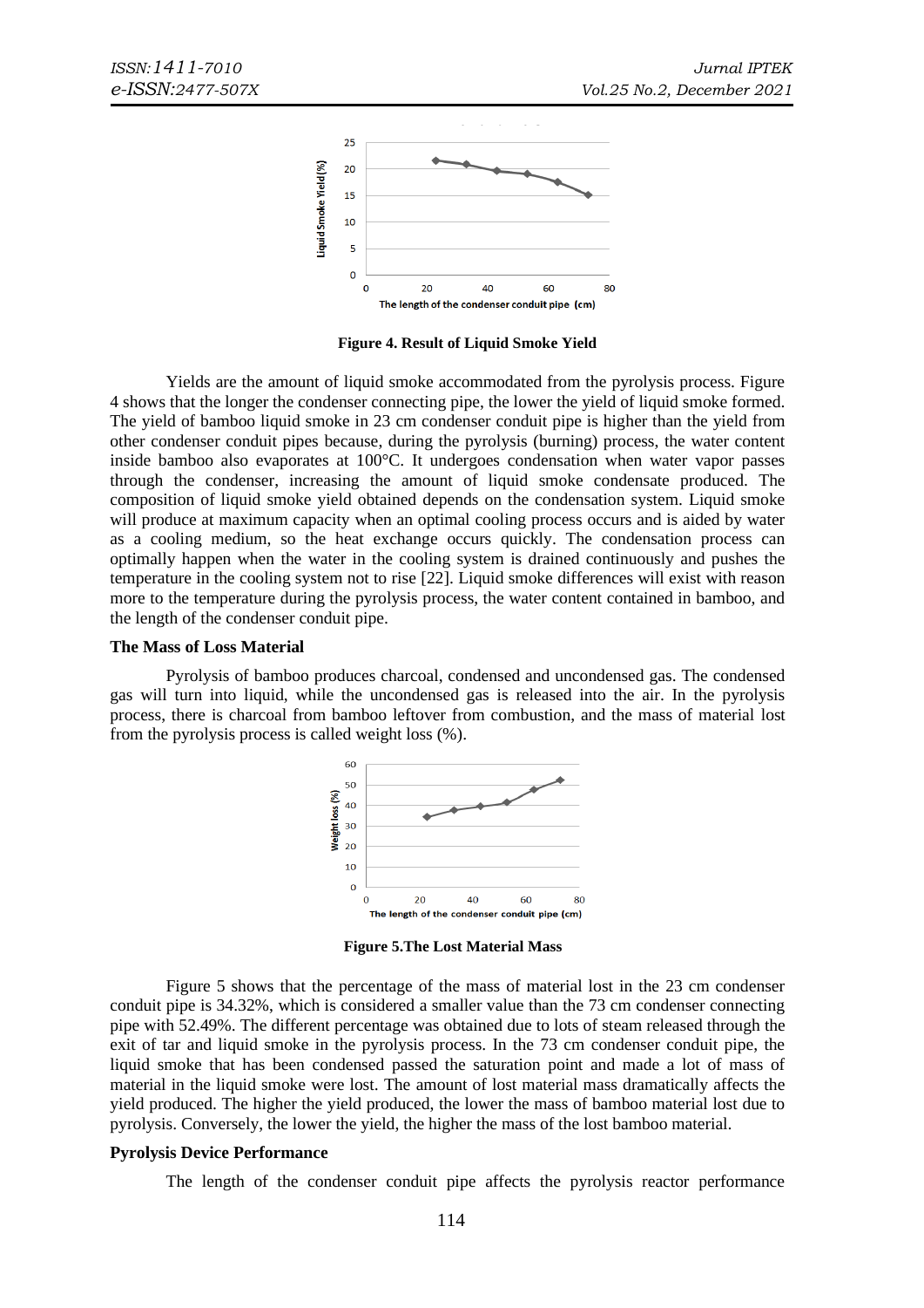Figure 4. Result of Liquid Smoke Yield

Yields are the amount of liquid smoke accommodated from the pyrolysis process. Figure 4 shows that the longer the condenser connecting pipe, the lower the yield of liquid smoke formed. The yield of bamboo liquid smoke in 23 cm condenser conduit pipe is higher than the yield from other condenser conduit pipes because, during the pyrolysis (burning) process, the water content inside bamboo also evaporates at 100°C. It undergoes condensation when water vapor passes through the condenser, increasing the amount of liquid smoke condensate produced. The composition of liquid smoke yield obtained depends on the condensation system. Liquid smoke will produce at maximum capacity when an optimal cooling process occurs and is aided by water as a cooling medium, so the heat exchange occurs quickly. The condensation process can optimally happen when the water in the cooling system is drained continuously and pushes the temperature in the cooling system not to rise [22]. Liquid smoke differences will exist with reason more to the temperature during the pyrolysis process, the water content contained in bamboo, and the length of the condenser conduit pipe.

**The Mass of Loss Material**

Pyrolysis of bamboo produces charcoal, condensed and uncondensed gas. The condensed gas will turn into liquid, while the uncondensed gas is released into the air. In the pyrolysis process, there is charcoal from bamboo leftover from combustion, and the mass of material lost from the pyrolysis process is called weight loss (%).

Figure 5.The Lost Material Mass

Figure 5 shows that the percentage of the mass of material lost in the 23 cm condenser conduit pipe is 34.32%, which is considered a smaller value than the 73 cm condenser connecting pipe with 52.49%. The different percentage was obtained due to lots of steam released through the exit of tar and liquid smoke in the pyrolysis process. In the 73 cm condenser conduit pipe, the liquid smoke that has been condensed passed the saturation point and made a lot of mass of material in the liquid smoke were lost. The amount of lost material mass dramatically affects the yield produced. The higher the yield produced, the lower the mass of bamboo material lost due to pyrolysis. Conversely, the lower the yield, the higher the mass of the lost bamboo material.

**Pyrolysis Device Performance**

The length of the condenser conduit pipe affects the pyrolysis reactor performance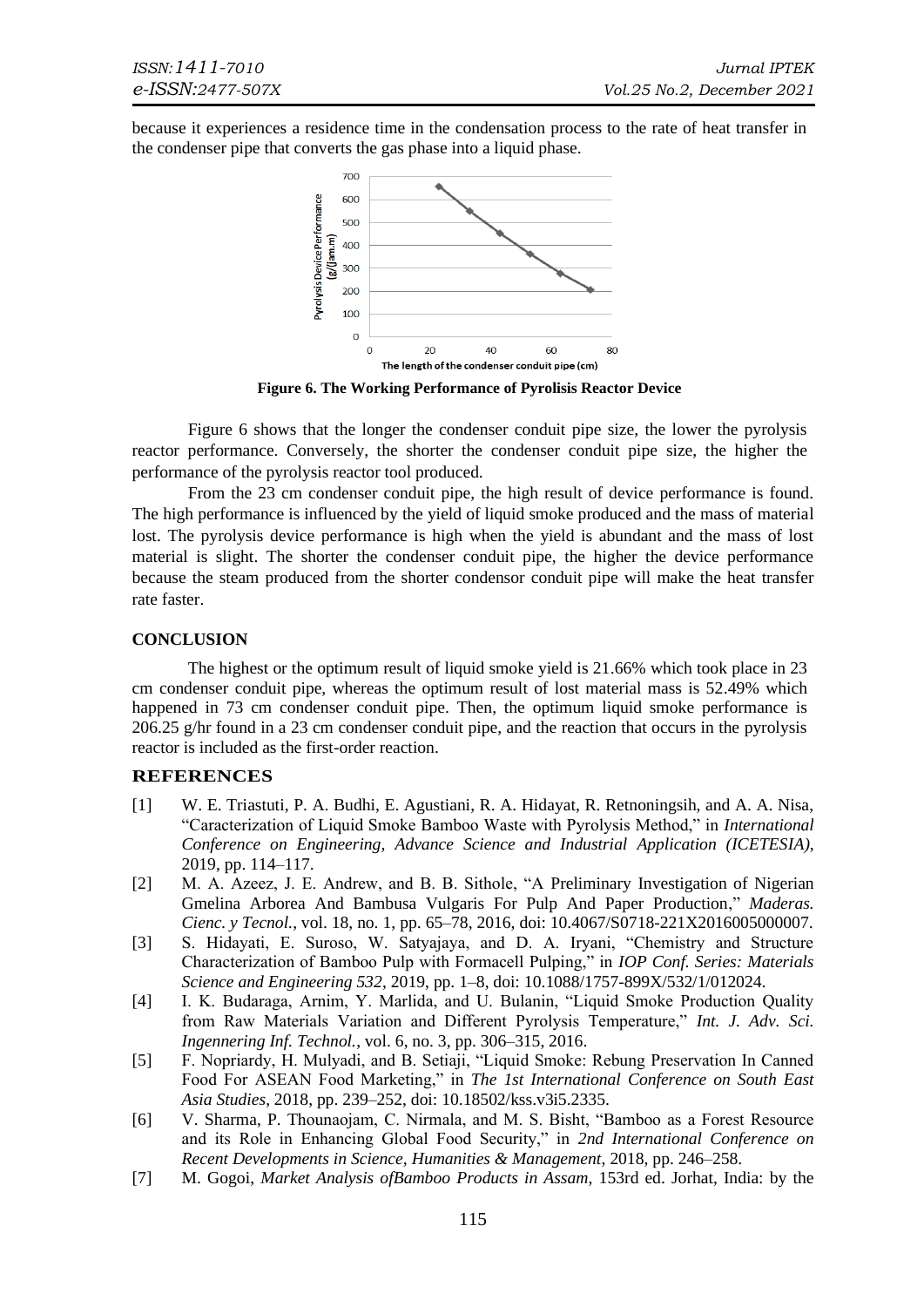because it experiences a residence time in the condensation process to the rate of heat transfer in the condenser pipe that converts the gas phase into a liquid phase.

**Figure 6. The Working Performance of Pyrolisis Reactor Device**

Figure 6 shows that the longer the condenser conduit pipe size, the lower the pyrolysis reactor performance. Conversely, the shorter the condenser conduit pipe size, the higher the performance of the pyrolysis reactor tool produced.

From the 23 cm condenser conduit pipe, the high result of device performance is found. The high performance is influenced by the yield of liquid smoke produced and the mass of material lost. The pyrolysis device performance is high when the yield is abundant and the mass of lost material is slight. The shorter the condenser conduit pipe, the higher the device performance because the steam produced from the shorter condensor conduit pipe will make the heat transfer rate faster.

## CONCLUSION

The highest or the optimum result of liquid smoke yield is 21.66% which took place in 23 cm condenser conduit pipe, whereas the optimum result of lost material mass is 52.49% which happened in 73 cm condenser conduit pipe. Then, the optimum liquid smoke performance is 206.25 g/hr found in a 23 cm condenser conduit pipe, and the reaction that occurs in the pyrolysis reactor is included as the first-order reaction.

## REFERENCES

[1] W. E. Triastuti, P. A. Budhi, E. Agustiani, R. A. Hidayat, R. Retnoningsih, and A. A. Nisa, "Caracterization of Liquid Smoke Bamboo Waste with Pyrolysis Method," in *International Conference on Engineering, Advance Science and Industrial Application (ICETESIA)*, 2019, pp. 114–117.

[2] M. A. Azeez, J. E. Andrew, and B. B. Sithole, "A Preliminary Investigation of Nigerian Gmelina Arborea And Bambusa Vulgaris For Pulp And Paper Production," *Maderas. Cienc. y Tecnol.*, vol. 18, no. 1, pp. 65–78, 2016, doi: 10.4067/S0718-221X2016005000007.

[3] S. Hidayati, E. Suroso, W. Satyajaya, and D. A. Iryani, "Chemistry and Structure Characterization of Bamboo Pulp with Formacell Pulping," in *IOP Conf. Series: Materials Science and Engineering 532*, 2019, pp. 1–8, doi: 10.1088/1757-899X/532/1/012024.

[4] I. K. Budaraga, Arnim, Y. Marlida, and U. Bulanin, "Liquid Smoke Production Quality from Raw Materials Variation and Different Pyrolysis Temperature," *Int. J. Adv. Sci. Ingennering Inf. Technol.*, vol. 6, no. 3, pp. 306–315, 2016.

[5] F. Nopriardy, H. Mulyadi, and B. Setiaji, "Liquid Smoke: Rebung Preservation In Canned Food For ASEAN Food Marketing," in *The 1st International Conference on South East Asia Studies*, 2018, pp. 239–252, doi: 10.18502/kss.v3i5.2335.

[6] V. Sharma, P. Thounaojam, C. Nirmala, and M. S. Bisht, "Bamboo as a Forest Resource and its Role in Enhancing Global Food Security," in *2nd International Conference on Recent Developments in Science, Humanities & Management*, 2018, pp. 246–258.

[7] M. Gogoi, *Market Analysis ofBamboo Products in Assam*, 153rd ed. Jorhat, India: by the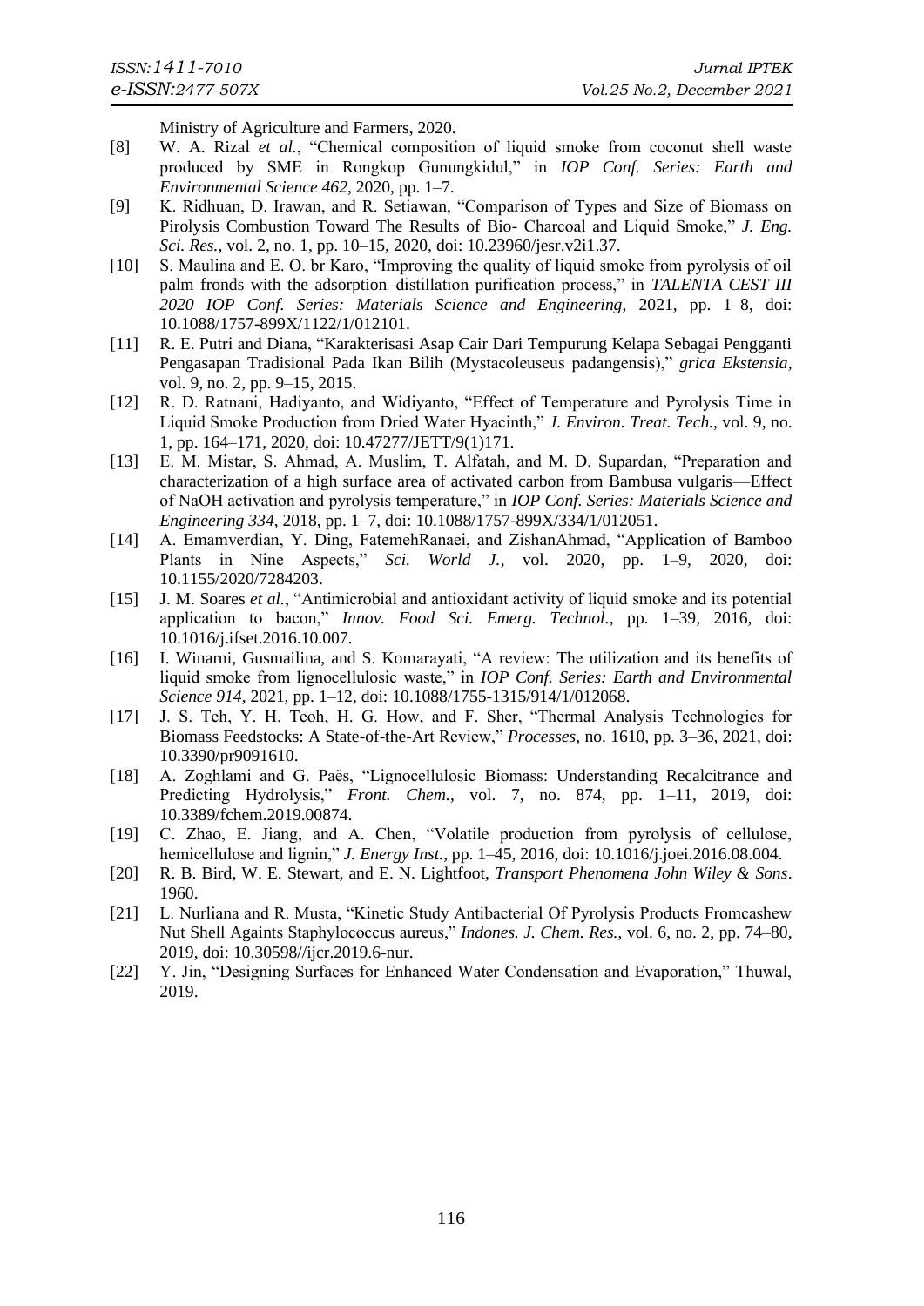Ministry of Agriculture and Farmers, 2020.

[8] W. A. Rizal *et al.*, "Chemical composition of liquid smoke from coconut shell waste produced by SME in Rongkop Gunungkidul," in *IOP Conf. Series: Earth and Environmental Science 462*, 2020, pp. 1–7.

[9] K. Ridhuan, D. Irawan, and R. Setiawan, "Comparison of Types and Size of Biomass on Pirolysis Combustion Toward The Results of Bio- Charcoal and Liquid Smoke," *J. Eng. Sci. Res.*, vol. 2, no. 1, pp. 10–15, 2020, doi: 10.23960/jesr.v2i1.37.

[10] S. Maulina and E. O. br Karo, "Improving the quality of liquid smoke from pyrolysis of oil palm fronds with the adsorption–distillation purification process," in *TALENTA CEST III 2020 IOP Conf. Series: Materials Science and Engineering*, 2021, pp. 1–8, doi: 10.1088/1757-899X/1122/1/012101.

[11] R. E. Putri and Diana, "Karakterisasi Asap Cair Dari Tempurung Kelapa Sebagai Pengganti Pengasapan Tradisional Pada Ikan Bilih (Mystacoleuseus padangensis)," *grica Ekstensia*, vol. 9, no. 2, pp. 9–15, 2015.

[12] R. D. Ratnani, Hadiyanto, and Widiyanto, "Effect of Temperature and Pyrolysis Time in Liquid Smoke Production from Dried Water Hyacinth," *J. Environ. Treat. Tech.*, vol. 9, no. 1, pp. 164–171, 2020, doi: 10.47277/JETT/9(1)171.

[13] E. M. Mistar, S. Ahmad, A. Muslim, T. Alfatah, and M. D. Supardan, "Preparation and characterization of a high surface area of activated carbon from Bambusa vulgaris—Effect of NaOH activation and pyrolysis temperature," in *IOP Conf. Series: Materials Science and Engineering 334*, 2018, pp. 1–7, doi: 10.1088/1757-899X/334/1/012051.

[14] A. Emamverdian, Y. Ding, FatemehRanaei, and ZishanAhmad, "Application of Bamboo Plants in Nine Aspects," *Sci. World J.*, vol. 2020, pp. 1–9, 2020, doi: 10.1155/2020/7284203.

[15] J. M. Soares *et al.*, "Antimicrobial and antioxidant activity of liquid smoke and its potential application to bacon," *Innov. Food Sci. Emerg. Technol.*, pp. 1–39, 2016, doi: 10.1016/j.ifset.2016.10.007.

[16] I. Winarni, Gusmailina, and S. Komarayati, "A review: The utilization and its benefits of liquid smoke from lignocellulosic waste," in *IOP Conf. Series: Earth and Environmental Science 914*, 2021, pp. 1–12, doi: 10.1088/1755-1315/914/1/012068.

[17] J. S. Teh, Y. H. Teoh, H. G. How, and F. Sher, "Thermal Analysis Technologies for Biomass Feedstocks: A State-of-the-Art Review," *Processes*, no. 1610, pp. 3–36, 2021, doi: 10.3390/pr9091610.

[18] A. Zoghlami and G. Paës, "Lignocellulosic Biomass: Understanding Recalcitrance and Predicting Hydrolysis," *Front. Chem.*, vol. 7, no. 874, pp. 1–11, 2019, doi: 10.3389/fchem.2019.00874.

[19] C. Zhao, E. Jiang, and A. Chen, "Volatile production from pyrolysis of cellulose, hemicellulose and lignin," *J. Energy Inst.*, pp. 1–45, 2016, doi: 10.1016/j.joei.2016.08.004.

[20] R. B. Bird, W. E. Stewart, and E. N. Lightfoot, *Transport Phenomena John Wiley & Sons*. 1960.

[21] L. Nurliana and R. Musta, "Kinetic Study Antibacterial Of Pyrolysis Products Fromcashew Nut Shell Againts Staphylococcus aureus," *Indones. J. Chem. Res.*, vol. 6, no. 2, pp. 74–80, 2019, doi: 10.30598//ijcr.2019.6-nur.

[22] Y. Jin, "Designing Surfaces for Enhanced Water Condensation and Evaporation," Thuwal, 2019.